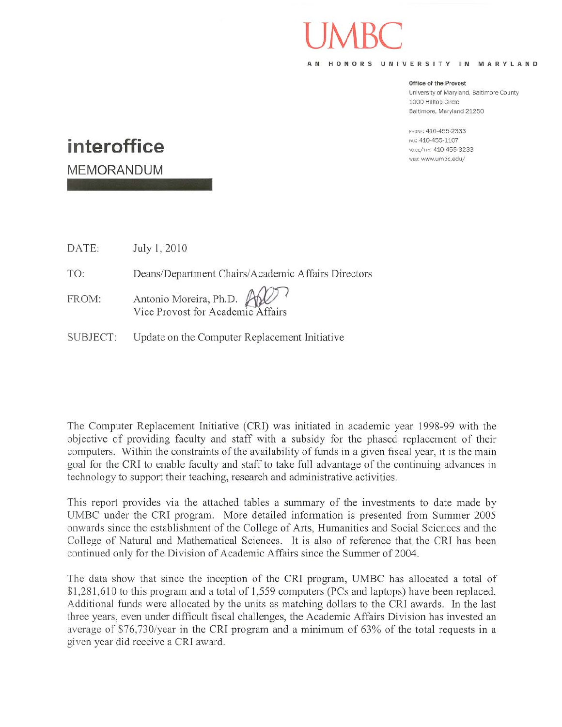# UMBC

AN HONORS UNIVERSITY IN MARYLAND

**Office of the Provost**
University of Maryland, Baltimore County
1000 Hilltop Circle
Baltimore, Maryland 21250

PHONE: 410-455-2333
FAX: 410-455-1107
VOICE/TTY: 410-455-3233
WEB: www.umbc.edu/

**interoffice**

MEMORANDUM

DATE: July 1, 2010

TO: Deans/Department Chairs/Academic Affairs Directors

FROM: Antonio Moreira, Ph.D.
Vice Provost for Academic Affairs

SUBJECT: Update on the Computer Replacement Initiative

The Computer Replacement Initiative (CRI) was initiated in academic year 1998-99 with the objective of providing faculty and staff with a subsidy for the phased replacement of their computers. Within the constraints of the availability of funds in a given fiscal year, it is the main goal for the CRI to enable faculty and staff to take full advantage of the continuing advances in technology to support their teaching, research and administrative activities.

This report provides via the attached tables a summary of the investments to date made by UMBC under the CRI program. More detailed information is presented from Summer 2005 onwards since the establishment of the College of Arts, Humanities and Social Sciences and the College of Natural and Mathematical Sciences. It is also of reference that the CRI has been continued only for the Division of Academic Affairs since the Summer of 2004.

The data show that since the inception of the CRI program, UMBC has allocated a total of $1,281,610 to this program and a total of 1,559 computers (PCs and laptops) have been replaced. Additional funds were allocated by the units as matching dollars to the CRI awards. In the last three years, even under difficult fiscal challenges, the Academic Affairs Division has invested an average of $76,730/year in the CRI program and a minimum of 63% of the total requests in a given year did receive a CRI award.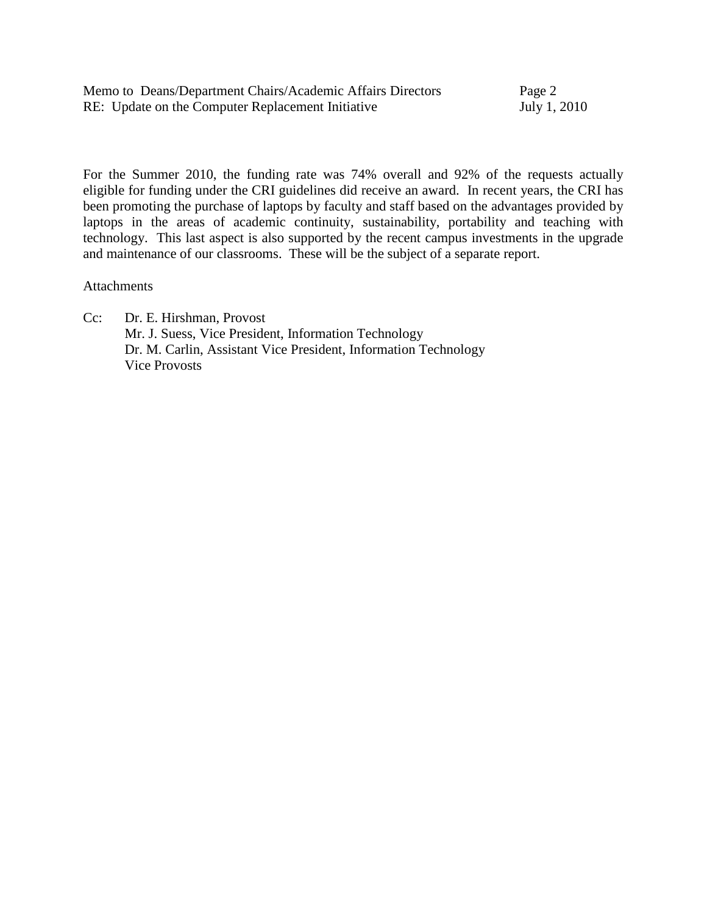For the Summer 2010, the funding rate was 74% overall and 92% of the requests actually eligible for funding under the CRI guidelines did receive an award. In recent years, the CRI has been promoting the purchase of laptops by faculty and staff based on the advantages provided by laptops in the areas of academic continuity, sustainability, portability and teaching with technology. This last aspect is also supported by the recent campus investments in the upgrade and maintenance of our classrooms. These will be the subject of a separate report.

Attachments

Cc: Dr. E. Hirshman, Provost
Mr. J. Suess, Vice President, Information Technology
Dr. M. Carlin, Assistant Vice President, Information Technology
Vice Provosts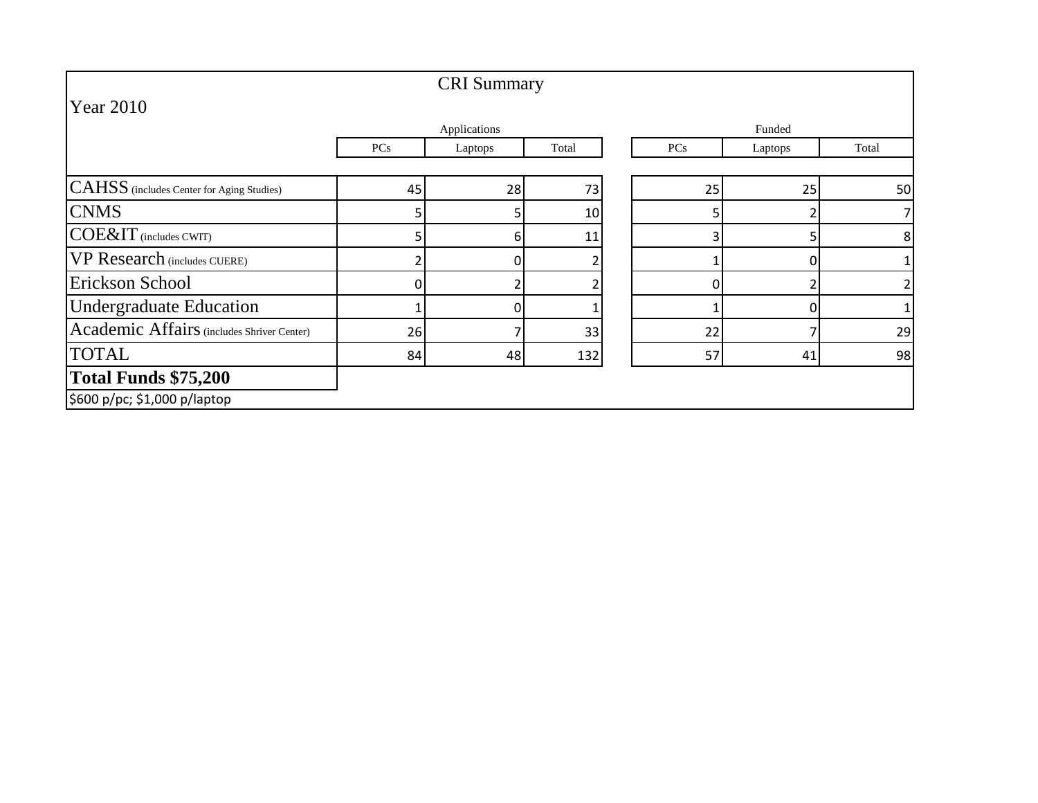# CRI Summary

## Year 2010

| | Applications | | | Funded | | |
|---|---|---|---|---|---|---|
| | PCs | Laptops | Total | PCs | Laptops | Total |
| CAHSS (includes Center for Aging Studies) | 45 | 28 | 73 | 25 | 25 | 50 |
| CNMS | 5 | 5 | 10 | 5 | 2 | 7 |
| COE&IT (includes CWIT) | 5 | 6 | 11 | 3 | 5 | 8 |
| VP Research (includes CUERE) | 2 | 0 | 2 | 1 | 0 | 1 |
| Erickson School | 0 | 2 | 2 | 0 | 2 | 2 |
| Undergraduate Education | 1 | 0 | 1 | 1 | 0 | 1 |
| Academic Affairs (includes Shriver Center) | 26 | 7 | 33 | 22 | 7 | 29 |
| TOTAL | 84 | 48 | 132 | 57 | 41 | 98 |

**Total Funds $75,200**

$600 p/pc; $1,000 p/laptop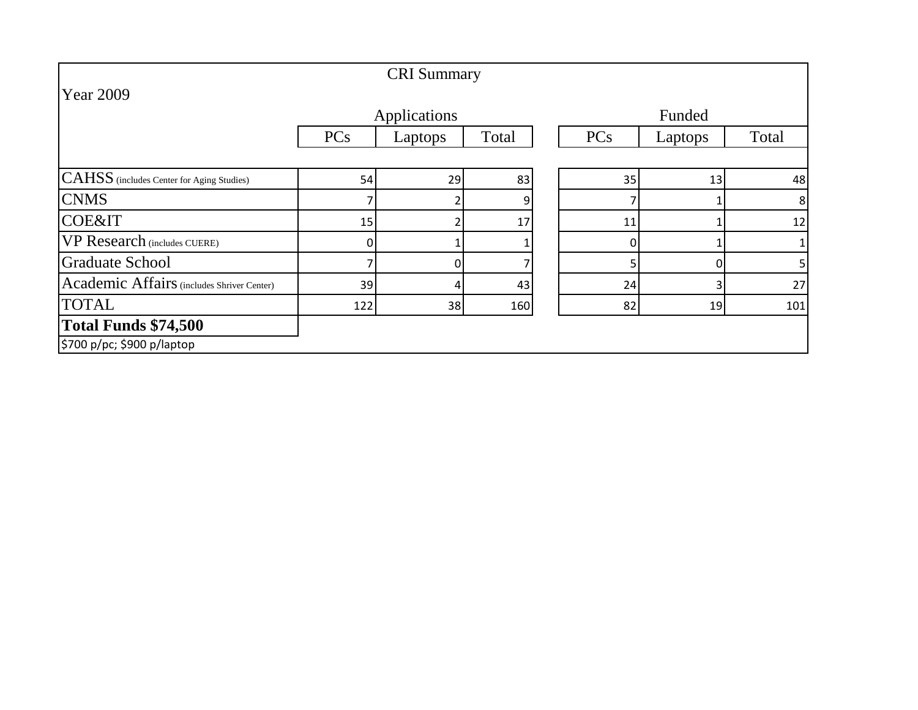## CRI Summary

Year 2009

| | Applications | | | Funded | | |
|---|---|---|---|---|---|---|
| | PCs | Laptops | Total | PCs | Laptops | Total |
| CAHSS (includes Center for Aging Studies) | 54 | 29 | 83 | 35 | 13 | 48 |
| CNMS | 7 | 2 | 9 | 7 | 1 | 8 |
| COE&IT | 15 | 2 | 17 | 11 | 1 | 12 |
| VP Research (includes CUERE) | 0 | 1 | 1 | 0 | 1 | 1 |
| Graduate School | 7 | 0 | 7 | 5 | 0 | 5 |
| Academic Affairs (includes Shriver Center) | 39 | 4 | 43 | 24 | 3 | 27 |
| TOTAL | 122 | 38 | 160 | 82 | 19 | 101 |

**Total Funds $74,500**

$700 p/pc; $900 p/laptop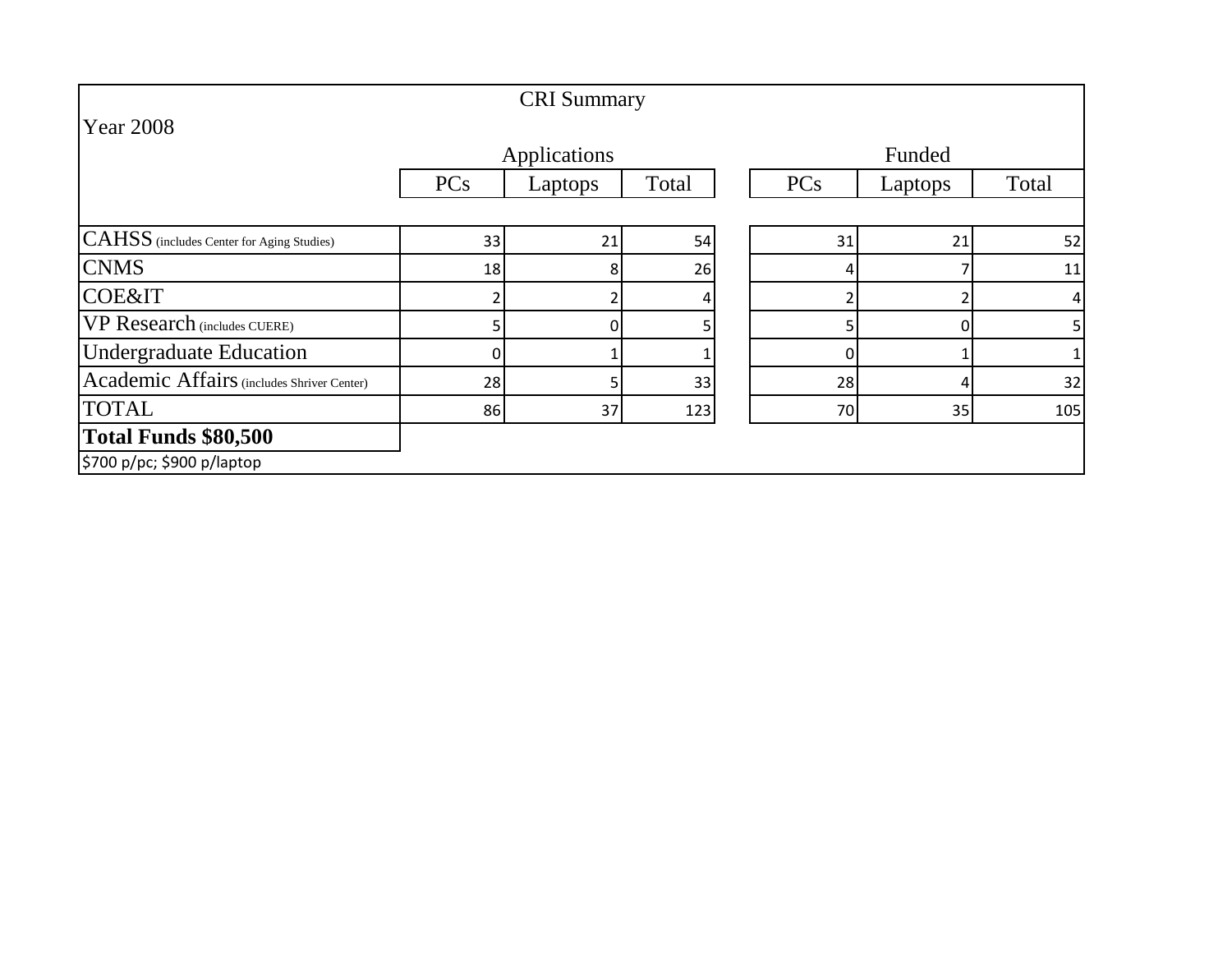## CRI Summary

Year 2008

| | Applications | | | Funded | | |
|---|---|---|---|---|---|---|
| | PCs | Laptops | Total | PCs | Laptops | Total |
| CAHSS (includes Center for Aging Studies) | 33 | 21 | 54 | 31 | 21 | 52 |
| CNMS | 18 | 8 | 26 | 4 | 7 | 11 |
| COE&IT | 2 | 2 | 4 | 2 | 2 | 4 |
| VP Research (includes CUERE) | 5 | 0 | 5 | 5 | 0 | 5 |
| Undergraduate Education | 0 | 1 | 1 | 0 | 1 | 1 |
| Academic Affairs (includes Shriver Center) | 28 | 5 | 33 | 28 | 4 | 32 |
| TOTAL | 86 | 37 | 123 | 70 | 35 | 105 |

**Total Funds $80,500**

$700 p/pc; $900 p/laptop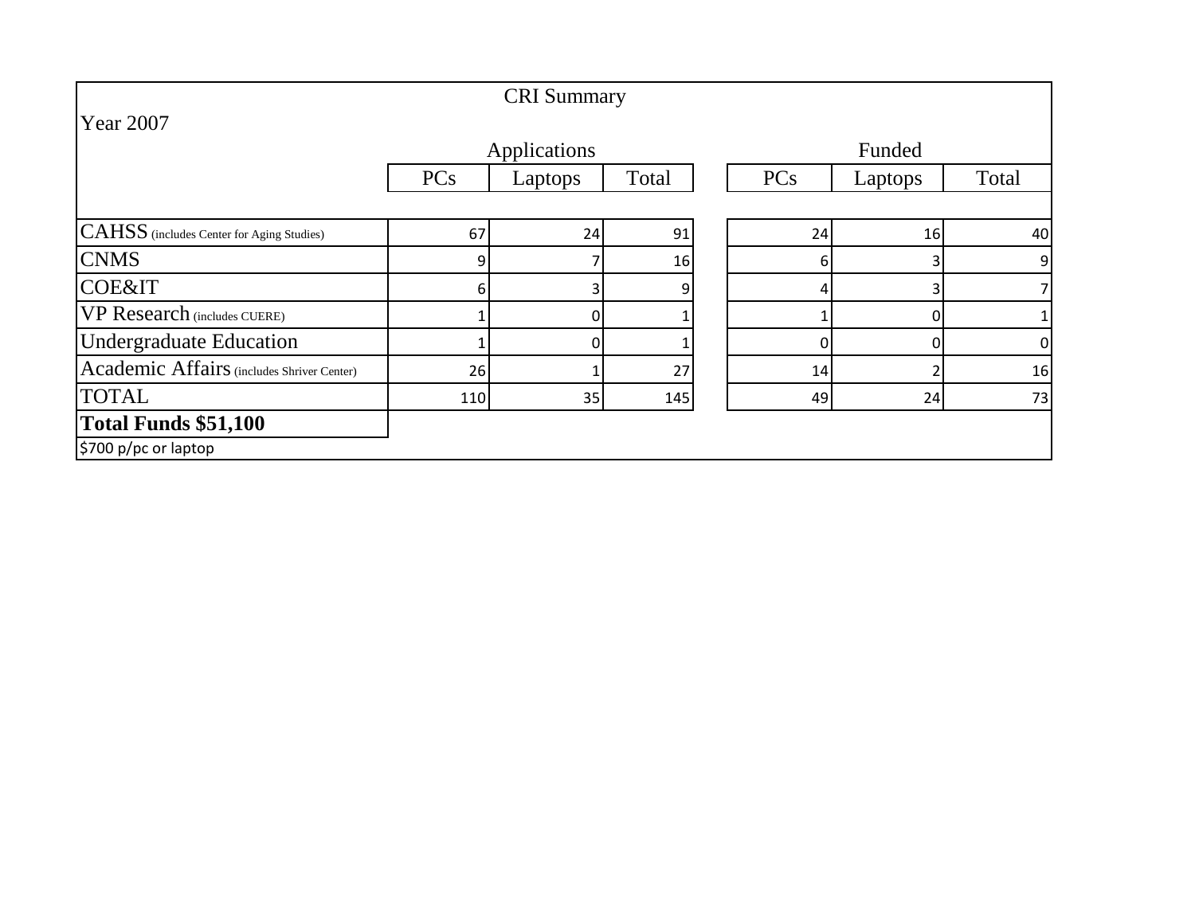# CRI Summary

Year 2007

| | Applications | | | Funded | | |
|---|---|---|---|---|---|---|
| | PCs | Laptops | Total | PCs | Laptops | Total |
| CAHSS (includes Center for Aging Studies) | 67 | 24 | 91 | 24 | 16 | 40 |
| CNMS | 9 | 7 | 16 | 6 | 3 | 9 |
| COE&IT | 6 | 3 | 9 | 4 | 3 | 7 |
| VP Research (includes CUERE) | 1 | 0 | 1 | 1 | 0 | 1 |
| Undergraduate Education | 1 | 0 | 1 | 0 | 0 | 0 |
| Academic Affairs (includes Shriver Center) | 26 | 1 | 27 | 14 | 2 | 16 |
| TOTAL | 110 | 35 | 145 | 49 | 24 | 73 |

**Total Funds $51,100**

$700 p/pc or laptop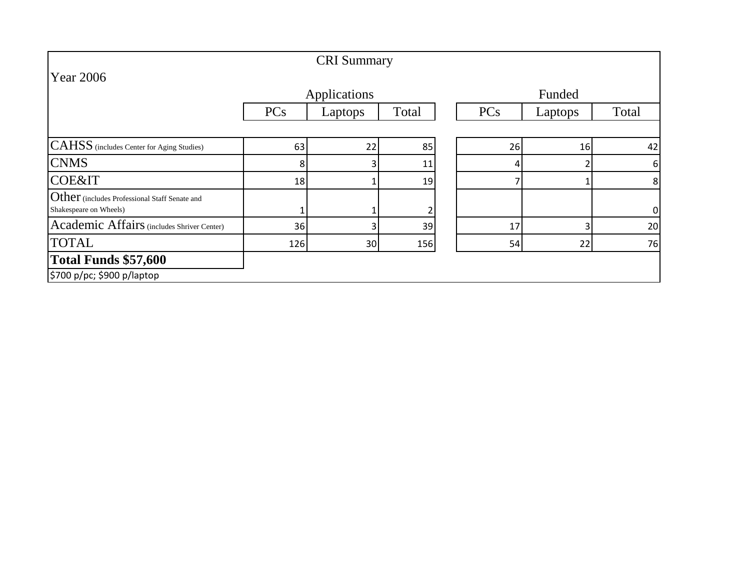## CRI Summary

Year 2006

| | Applications | | | Funded | | |
|---|---|---|---|---|---|---|
| | PCs | Laptops | Total | PCs | Laptops | Total |
| CAHSS (includes Center for Aging Studies) | 63 | 22 | 85 | 26 | 16 | 42 |
| CNMS | 8 | 3 | 11 | 4 | 2 | 6 |
| COE&IT | 18 | 1 | 19 | 7 | 1 | 8 |
| Other (includes Professional Staff Senate and Shakespeare on Wheels) | 1 | 1 | 2 | | | 0 |
| Academic Affairs (includes Shriver Center) | 36 | 3 | 39 | 17 | 3 | 20 |
| TOTAL | 126 | 30 | 156 | 54 | 22 | 76 |

**Total Funds $57,600**

$700 p/pc; $900 p/laptop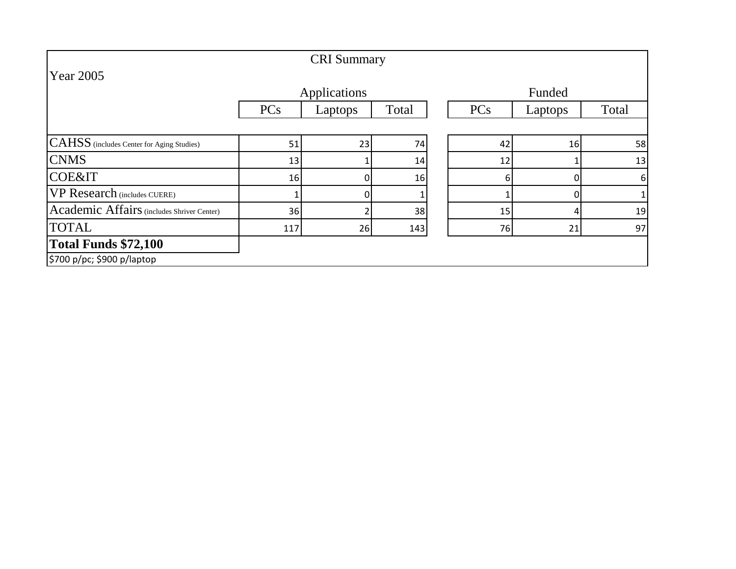## CRI Summary

Year 2005

| | Applications | | | | Funded | | |
|---|---|---|---|---|---|---|---|
| | PCs | Laptops | Total | | PCs | Laptops | Total |
| CAHSS (includes Center for Aging Studies) | 51 | 23 | 74 | | 42 | 16 | 58 |
| CNMS | 13 | 1 | 14 | | 12 | 1 | 13 |
| COE&IT | 16 | 0 | 16 | | 6 | 0 | 6 |
| VP Research (includes CUERE) | 1 | 0 | 1 | | 1 | 0 | 1 |
| Academic Affairs (includes Shriver Center) | 36 | 2 | 38 | | 15 | 4 | 19 |
| TOTAL | 117 | 26 | 143 | | 76 | 21 | 97 |

**Total Funds $72,100**

$700 p/pc; $900 p/laptop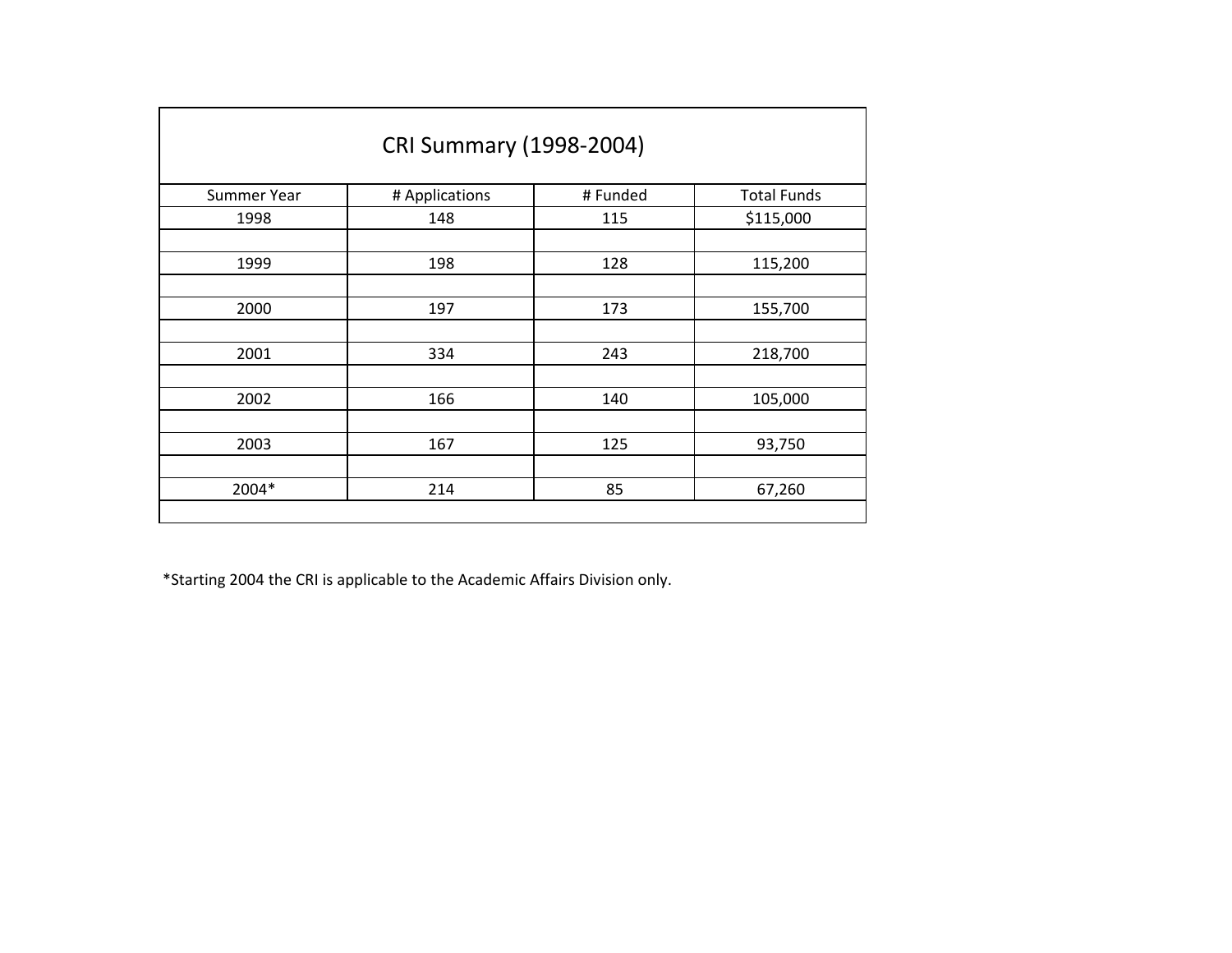# CRI Summary (1998-2004)

| Summer Year | # Applications | # Funded | Total Funds |
|---|---|---|---|
| 1998 | 148 | 115 | $115,000 |
| 1999 | 198 | 128 | 115,200 |
| 2000 | 197 | 173 | 155,700 |
| 2001 | 334 | 243 | 218,700 |
| 2002 | 166 | 140 | 105,000 |
| 2003 | 167 | 125 | 93,750 |
| 2004* | 214 | 85 | 67,260 |

*Starting 2004 the CRI is applicable to the Academic Affairs Division only.